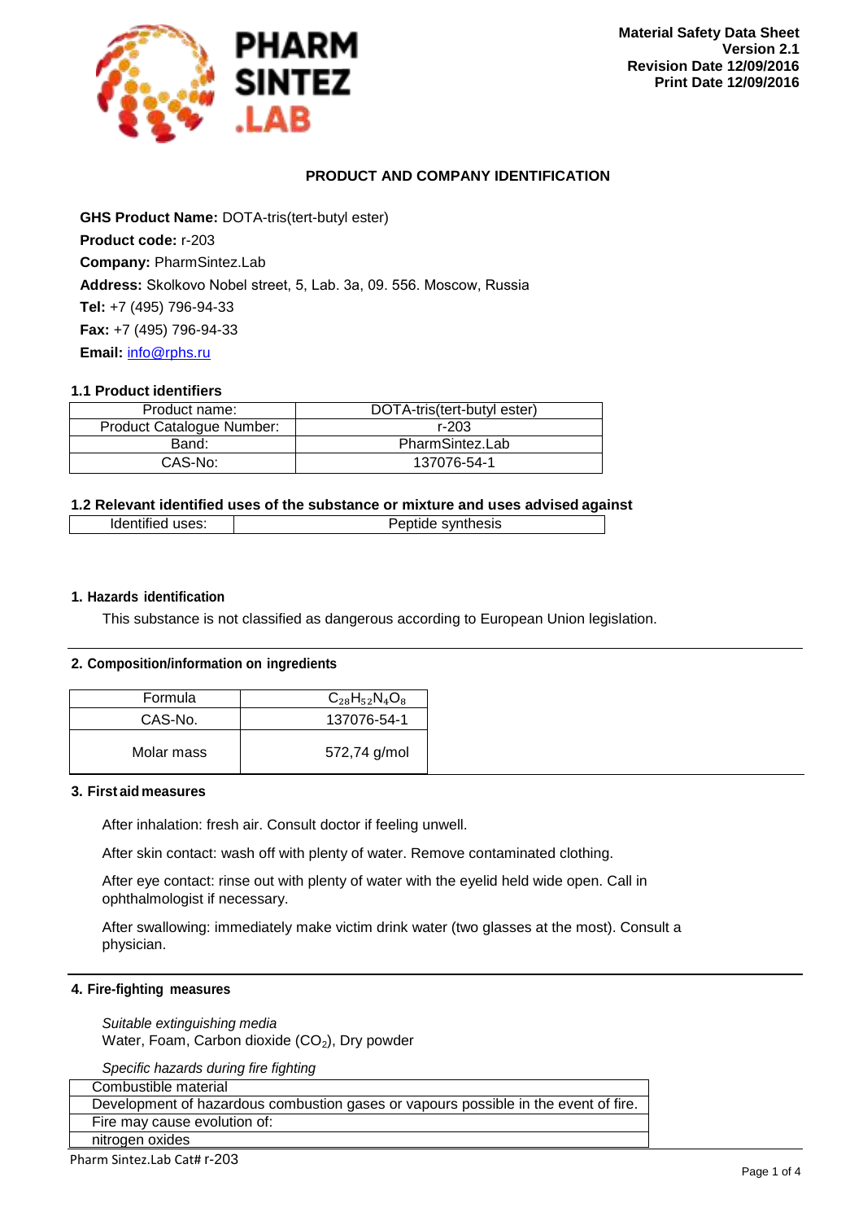Material Safety Data Sheet
Version 2.1
Revision Date 12/09/2016
Print Date 12/09/2016

## PRODUCT AND COMPANY IDENTIFICATION

**GHS Product Name:** DOTA-tris(tert-butyl ester)

**Product code:** r-203

**Company:** PharmSintez.Lab

**Address:** Skolkovo Nobel street, 5, Lab. 3a, 09. 556. Moscow, Russia

**Tel:** +7 (495) 796-94-33

**Fax:** +7 (495) 796-94-33

**Email:** info@rphs.ru

### 1.1 Product identifiers

| Product name: | DOTA-tris(tert-butyl ester) |
|---|---|
| Product Catalogue Number: | r-203 |
| Band: | PharmSintez.Lab |
| CAS-No: | 137076-54-1 |

### 1.2 Relevant identified uses of the substance or mixture and uses advised against

| Identified uses: | Peptide synthesis |
|---|---|

### 1. Hazards identification

This substance is not classified as dangerous according to European Union legislation.

### 2. Composition/information on ingredients

| Formula | $C_{28}H_{52}N_4O_8$ |
|---|---|
| CAS-No. | 137076-54-1 |
| Molar mass | 572,74 g/mol |

### 3. First aid measures

After inhalation: fresh air. Consult doctor if feeling unwell.

After skin contact: wash off with plenty of water. Remove contaminated clothing.

After eye contact: rinse out with plenty of water with the eyelid held wide open. Call in ophthalmologist if necessary.

After swallowing: immediately make victim drink water (two glasses at the most). Consult a physician.

### 4. Fire-fighting measures

*Suitable extinguishing media*
Water, Foam, Carbon dioxide ($CO_2$), Dry powder

*Specific hazards during fire fighting*

| Combustible material |
|---|
| Development of hazardous combustion gases or vapours possible in the event of fire. |
| Fire may cause evolution of: |
| nitrogen oxides |

Pharm Sintez.Lab Cat# r-203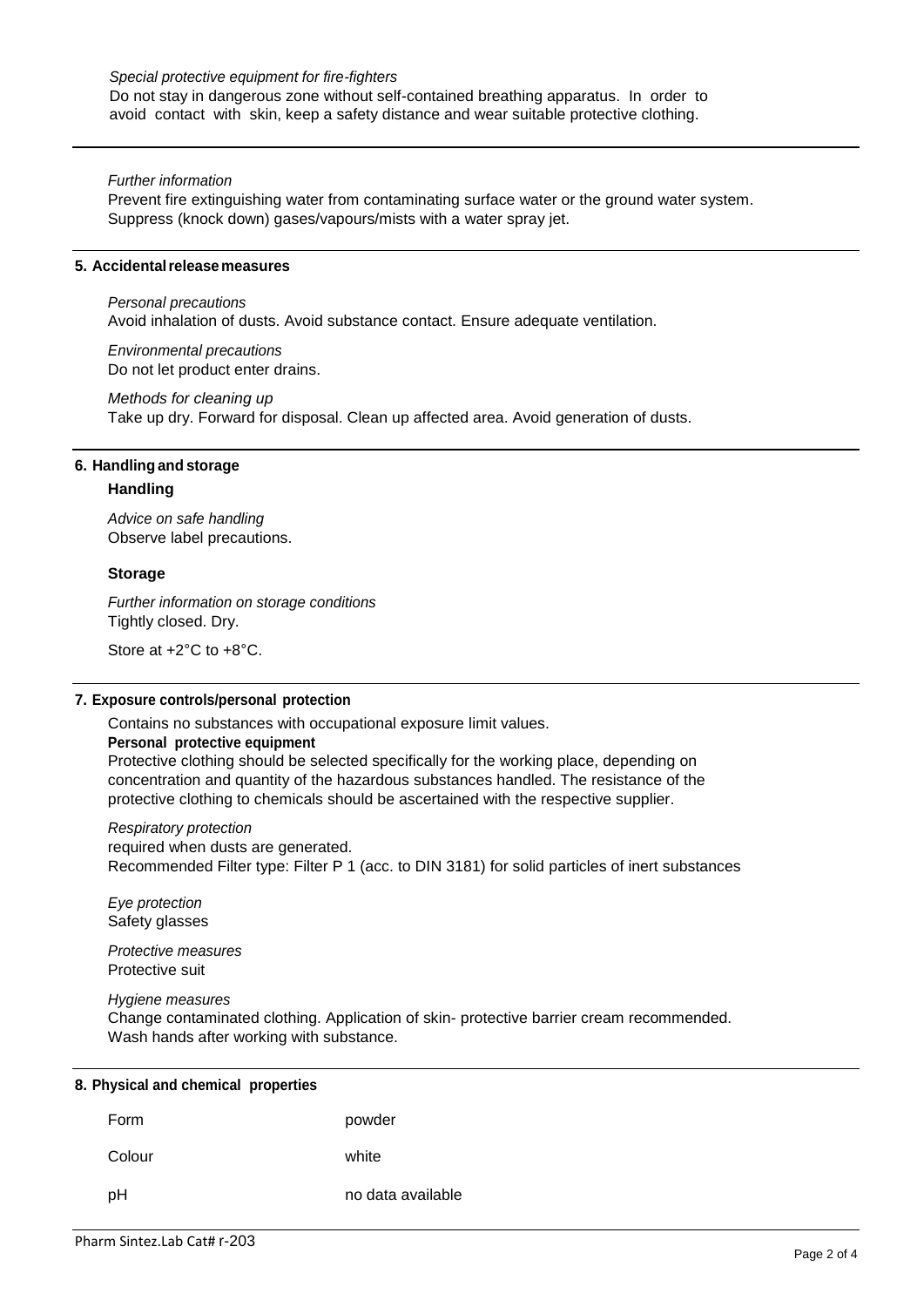*Special protective equipment for fire-fighters*

Do not stay in dangerous zone without self-contained breathing apparatus. In order to avoid contact with skin, keep a safety distance and wear suitable protective clothing.

*Further information*

Prevent fire extinguishing water from contaminating surface water or the ground water system. Suppress (knock down) gases/vapours/mists with a water spray jet.

## 5. Accidental release measures

*Personal precautions*

Avoid inhalation of dusts. Avoid substance contact. Ensure adequate ventilation.

*Environmental precautions*

Do not let product enter drains.

*Methods for cleaning up*

Take up dry. Forward for disposal. Clean up affected area. Avoid generation of dusts.

## 6. Handling and storage

### Handling

*Advice on safe handling*

Observe label precautions.

### Storage

*Further information on storage conditions*

Tightly closed. Dry.

Store at +2°C to +8°C.

## 7. Exposure controls/personal protection

Contains no substances with occupational exposure limit values.

**Personal protective equipment**

Protective clothing should be selected specifically for the working place, depending on concentration and quantity of the hazardous substances handled. The resistance of the protective clothing to chemicals should be ascertained with the respective supplier.

*Respiratory protection*

required when dusts are generated.
Recommended Filter type: Filter P 1 (acc. to DIN 3181) for solid particles of inert substances

*Eye protection*

Safety glasses

*Protective measures*

Protective suit

*Hygiene measures*

Change contaminated clothing. Application of skin- protective barrier cream recommended. Wash hands after working with substance.

## 8. Physical and chemical properties

| | |
|---|---|
| Form | powder |
| Colour | white |
| pH | no data available |

Pharm Sintez.Lab Cat# r-203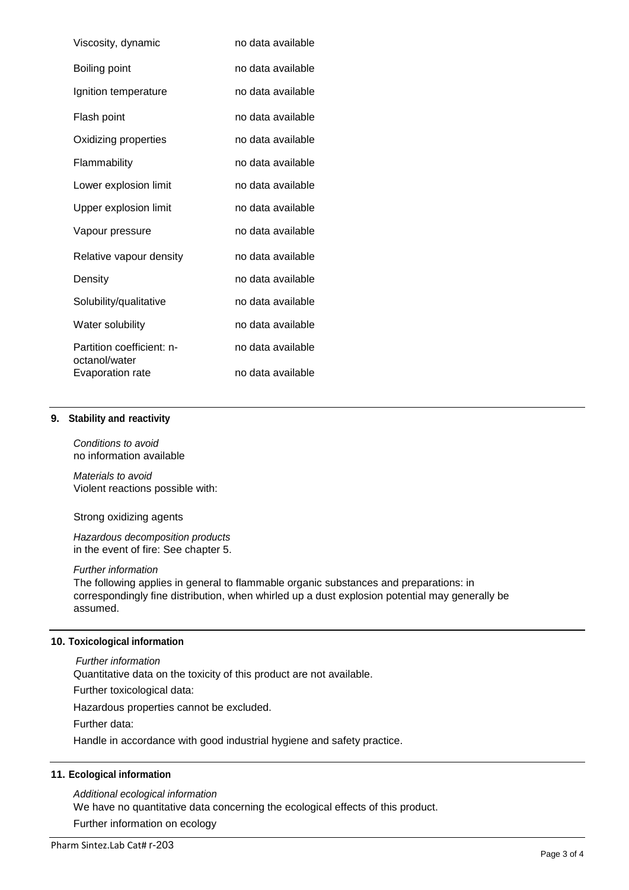| | |
|---|---|
| Viscosity, dynamic | no data available |
| Boiling point | no data available |
| Ignition temperature | no data available |
| Flash point | no data available |
| Oxidizing properties | no data available |
| Flammability | no data available |
| Lower explosion limit | no data available |
| Upper explosion limit | no data available |
| Vapour pressure | no data available |
| Relative vapour density | no data available |
| Density | no data available |
| Solubility/qualitative | no data available |
| Water solubility | no data available |
| Partition coefficient: n-octanol/water | no data available |
| Evaporation rate | no data available |

## 9. Stability and reactivity

*Conditions to avoid*
no information available

*Materials to avoid*
Violent reactions possible with:

Strong oxidizing agents

*Hazardous decomposition products*
in the event of fire: See chapter 5.

*Further information*
The following applies in general to flammable organic substances and preparations: in correspondingly fine distribution, when whirled up a dust explosion potential may generally be assumed.

## 10. Toxicological information

*Further information*
Quantitative data on the toxicity of this product are not available.

Further toxicological data:

Hazardous properties cannot be excluded.

Further data:

Handle in accordance with good industrial hygiene and safety practice.

## 11. Ecological information

*Additional ecological information*
We have no quantitative data concerning the ecological effects of this product.

Further information on ecology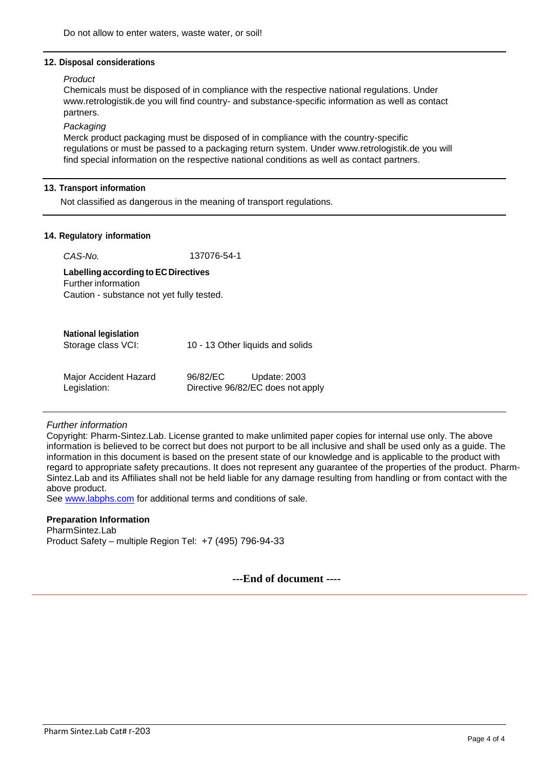Do not allow to enter waters, waste water, or soil!

## 12. Disposal considerations

*Product*

Chemicals must be disposed of in compliance with the respective national regulations. Under www.retrologistik.de you will find country- and substance-specific information as well as contact partners.

*Packaging*

Merck product packaging must be disposed of in compliance with the country-specific regulations or must be passed to a packaging return system. Under www.retrologistik.de you will find special information on the respective national conditions as well as contact partners.

## 13. Transport information

Not classified as dangerous in the meaning of transport regulations.

## 14. Regulatory information

*CAS-No.* 137076-54-1

**Labelling according to EC Directives**

Further information

Caution - substance not yet fully tested.

**National legislation**

Storage class VCI: 10 - 13 Other liquids and solids

Major Accident Hazard Legislation: 96/82/EC Update: 2003
Directive 96/82/EC does not apply

*Further information*

Copyright: Pharm-Sintez.Lab. License granted to make unlimited paper copies for internal use only. The above information is believed to be correct but does not purport to be all inclusive and shall be used only as a guide. The information in this document is based on the present state of our knowledge and is applicable to the product with regard to appropriate safety precautions. It does not represent any guarantee of the properties of the product. Pharm-Sintez.Lab and its Affiliates shall not be held liable for any damage resulting from handling or from contact with the above product.

See www.labphs.com for additional terms and conditions of sale.

**Preparation Information**

PharmSintez.Lab

Product Safety – multiple Region Tel: +7 (495) 796-94-33

**---End of document ----**